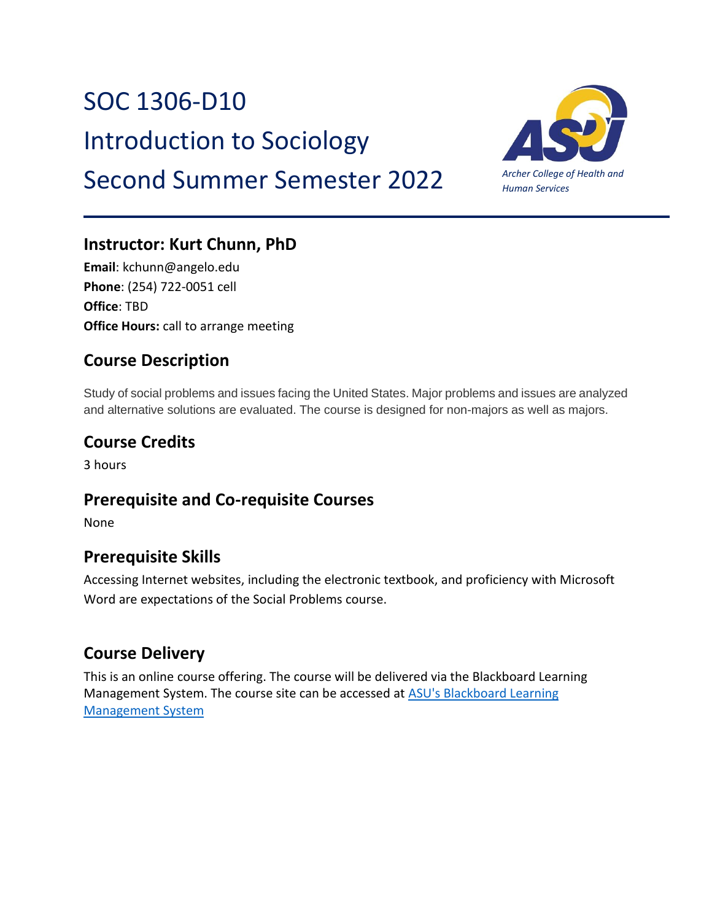# SOC 1306-D10
# Introduction to Sociology
# Second Summer Semester 2022

*Archer College of Health and Human Services*

## Instructor: Kurt Chunn, PhD

**Email**: kchunn@angelo.edu
**Phone**: (254) 722-0051 cell
**Office**: TBD
**Office Hours:** call to arrange meeting

## Course Description

Study of social problems and issues facing the United States. Major problems and issues are analyzed and alternative solutions are evaluated. The course is designed for non-majors as well as majors.

## Course Credits

3 hours

## Prerequisite and Co-requisite Courses

None

## Prerequisite Skills

Accessing Internet websites, including the electronic textbook, and proficiency with Microsoft Word are expectations of the Social Problems course.

## Course Delivery

This is an online course offering. The course will be delivered via the Blackboard Learning Management System. The course site can be accessed at [ASU's Blackboard Learning Management System]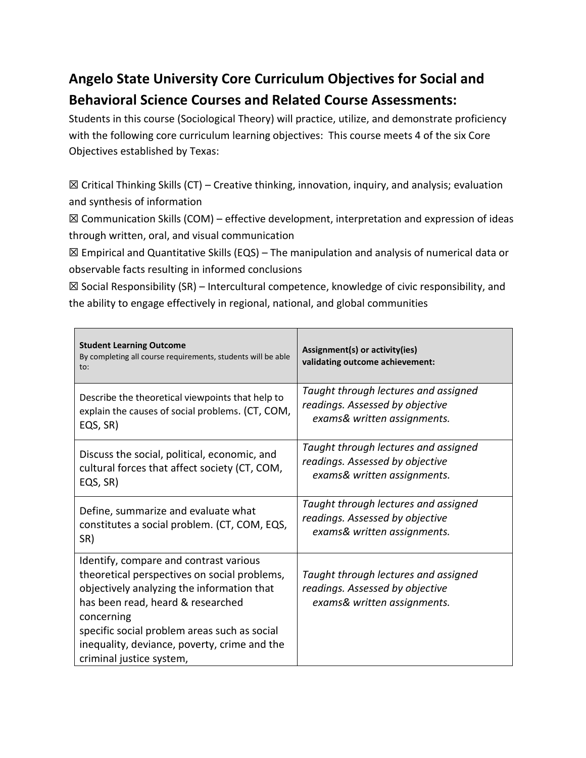## Angelo State University Core Curriculum Objectives for Social and Behavioral Science Courses and Related Course Assessments:

Students in this course (Sociological Theory) will practice, utilize, and demonstrate proficiency with the following core curriculum learning objectives: This course meets 4 of the six Core Objectives established by Texas:

☒ Critical Thinking Skills (CT) – Creative thinking, innovation, inquiry, and analysis; evaluation and synthesis of information

☒ Communication Skills (COM) – effective development, interpretation and expression of ideas through written, oral, and visual communication

☒ Empirical and Quantitative Skills (EQS) – The manipulation and analysis of numerical data or observable facts resulting in informed conclusions

☒ Social Responsibility (SR) – Intercultural competence, knowledge of civic responsibility, and the ability to engage effectively in regional, national, and global communities

| **Student Learning Outcome** By completing all course requirements, students will be able to: | **Assignment(s) or activity(ies) validating outcome achievement:** |
|---|---|
| Describe the theoretical viewpoints that help to explain the causes of social problems. (CT, COM, EQS, SR) | *Taught through lectures and assigned readings. Assessed by objective exams& written assignments.* |
| Discuss the social, political, economic, and cultural forces that affect society (CT, COM, EQS, SR) | *Taught through lectures and assigned readings. Assessed by objective exams& written assignments.* |
| Define, summarize and evaluate what constitutes a social problem. (CT, COM, EQS, SR) | *Taught through lectures and assigned readings. Assessed by objective exams& written assignments.* |
| Identify, compare and contrast various theoretical perspectives on social problems, objectively analyzing the information that has been read, heard & researched concerning specific social problem areas such as social inequality, deviance, poverty, crime and the criminal justice system, | *Taught through lectures and assigned readings. Assessed by objective exams& written assignments.* |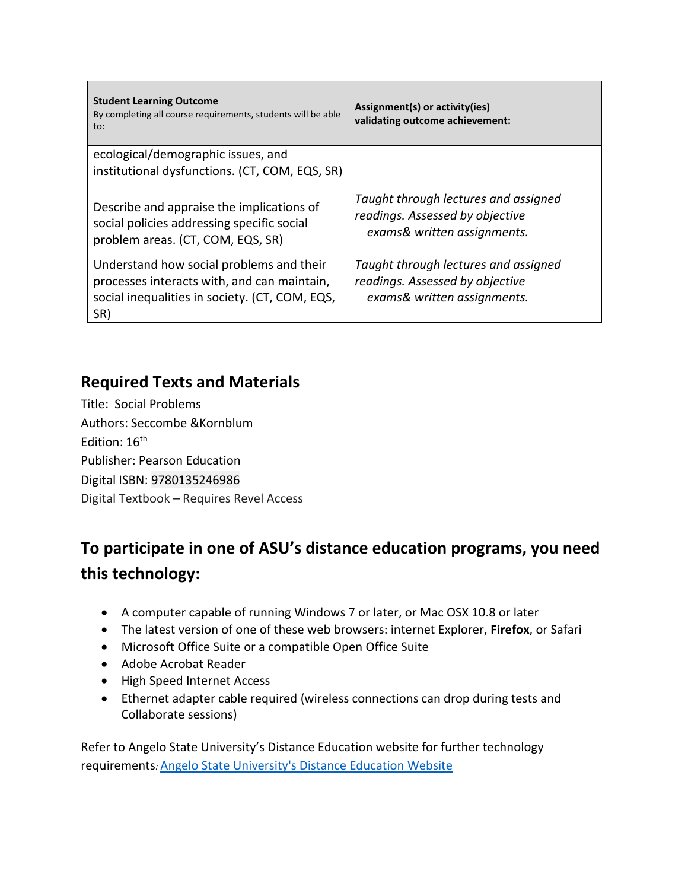| **Student Learning Outcome** By completing all course requirements, students will be able to: | **Assignment(s) or activity(ies) validating outcome achievement:** |
| --- | --- |
| ecological/demographic issues, and institutional dysfunctions. (CT, COM, EQS, SR) | |
| Describe and appraise the implications of social policies addressing specific social problem areas. (CT, COM, EQS, SR) | *Taught through lectures and assigned readings. Assessed by objective exams& written assignments.* |
| Understand how social problems and their processes interacts with, and can maintain, social inequalities in society. (CT, COM, EQS, SR) | *Taught through lectures and assigned readings. Assessed by objective exams& written assignments.* |

## Required Texts and Materials

Title: Social Problems
Authors: Seccombe &Kornblum
Edition: 16th
Publisher: Pearson Education
Digital ISBN: 9780135246986
Digital Textbook – Requires Revel Access

## To participate in one of ASU's distance education programs, you need this technology:

- A computer capable of running Windows 7 or later, or Mac OSX 10.8 or later
- The latest version of one of these web browsers: internet Explorer, **Firefox**, or Safari
- Microsoft Office Suite or a compatible Open Office Suite
- Adobe Acrobat Reader
- High Speed Internet Access
- Ethernet adapter cable required (wireless connections can drop during tests and Collaborate sessions)

Refer to Angelo State University's Distance Education website for further technology requirements*:* [Angelo State University's Distance Education Website]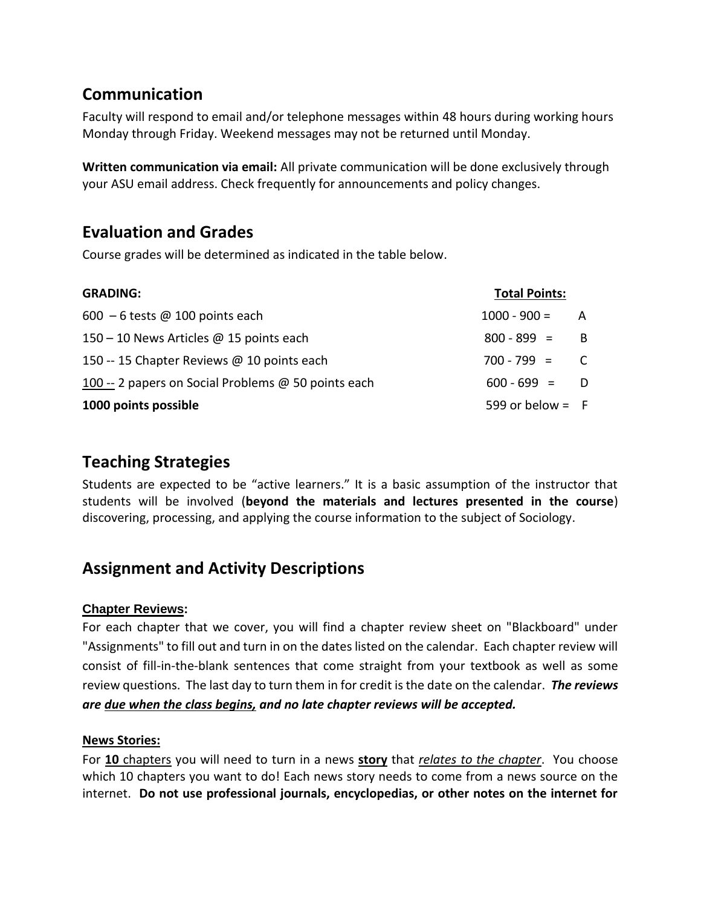## Communication

Faculty will respond to email and/or telephone messages within 48 hours during working hours Monday through Friday. Weekend messages may not be returned until Monday.

**Written communication via email:** All private communication will be done exclusively through your ASU email address. Check frequently for announcements and policy changes.

## Evaluation and Grades

Course grades will be determined as indicated in the table below.

| **GRADING:** | **Total Points:** | |
|---|---|---|
| 600 – 6 tests @ 100 points each | 1000 - 900 = | A |
| 150 – 10 News Articles @ 15 points each | 800 - 899 = | B |
| 150 -- 15 Chapter Reviews @ 10 points each | 700 - 799 = | C |
| 100 -- 2 papers on Social Problems @ 50 points each | 600 - 699 = | D |
| **1000 points possible** | 599 or below = | F |

## Teaching Strategies

Students are expected to be "active learners." It is a basic assumption of the instructor that students will be involved (**beyond the materials and lectures presented in the course**) discovering, processing, and applying the course information to the subject of Sociology.

## Assignment and Activity Descriptions

**Chapter Reviews:**

For each chapter that we cover, you will find a chapter review sheet on "Blackboard" under "Assignments" to fill out and turn in on the dates listed on the calendar. Each chapter review will consist of fill-in-the-blank sentences that come straight from your textbook as well as some review questions. The last day to turn them in for credit is the date on the calendar. ***The reviews are due when the class begins, and no late chapter reviews will be accepted.***

**News Stories:**

For **10** chapters you will need to turn in a news **story** that *relates to the chapter*. You choose which 10 chapters you want to do! Each news story needs to come from a news source on the internet. **Do not use professional journals, encyclopedias, or other notes on the internet for**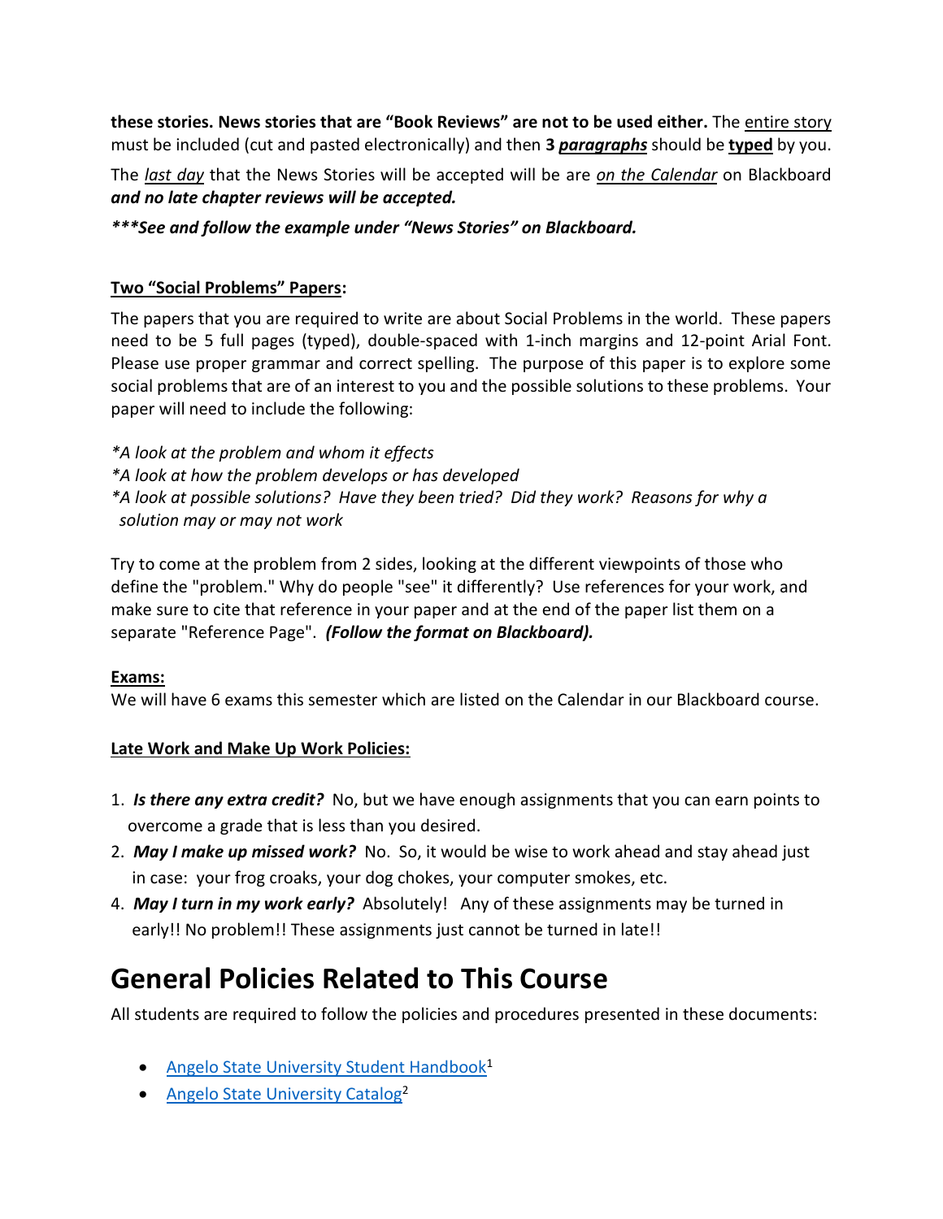**these stories. News stories that are "Book Reviews" are not to be used either.** The entire story must be included (cut and pasted electronically) and then **3 _paragraphs_** should be **typed** by you.

The *last day* that the News Stories will be accepted will be are *on the Calendar* on Blackboard ***and no late chapter reviews will be accepted.***

***\*\*\*See and follow the example under "News Stories" on Blackboard.***

**Two "Social Problems" Papers:**

The papers that you are required to write are about Social Problems in the world. These papers need to be 5 full pages (typed), double-spaced with 1-inch margins and 12-point Arial Font. Please use proper grammar and correct spelling. The purpose of this paper is to explore some social problems that are of an interest to you and the possible solutions to these problems. Your paper will need to include the following:

*\*A look at the problem and whom it effects*
*\*A look at how the problem develops or has developed*
*\*A look at possible solutions? Have they been tried? Did they work? Reasons for why a solution may or may not work*

Try to come at the problem from 2 sides, looking at the different viewpoints of those who define the "problem." Why do people "see" it differently? Use references for your work, and make sure to cite that reference in your paper and at the end of the paper list them on a separate "Reference Page". ***(Follow the format on Blackboard).***

**Exams:**
We will have 6 exams this semester which are listed on the Calendar in our Blackboard course.

**Late Work and Make Up Work Policies:**

1. ***Is there any extra credit?*** No, but we have enough assignments that you can earn points to overcome a grade that is less than you desired.
2. ***May I make up missed work?*** No. So, it would be wise to work ahead and stay ahead just in case: your frog croaks, your dog chokes, your computer smokes, etc.
4. ***May I turn in my work early?*** Absolutely! Any of these assignments may be turned in early!! No problem!! These assignments just cannot be turned in late!!

# General Policies Related to This Course

All students are required to follow the policies and procedures presented in these documents:

- Angelo State University Student Handbook[1]
- Angelo State University Catalog[2]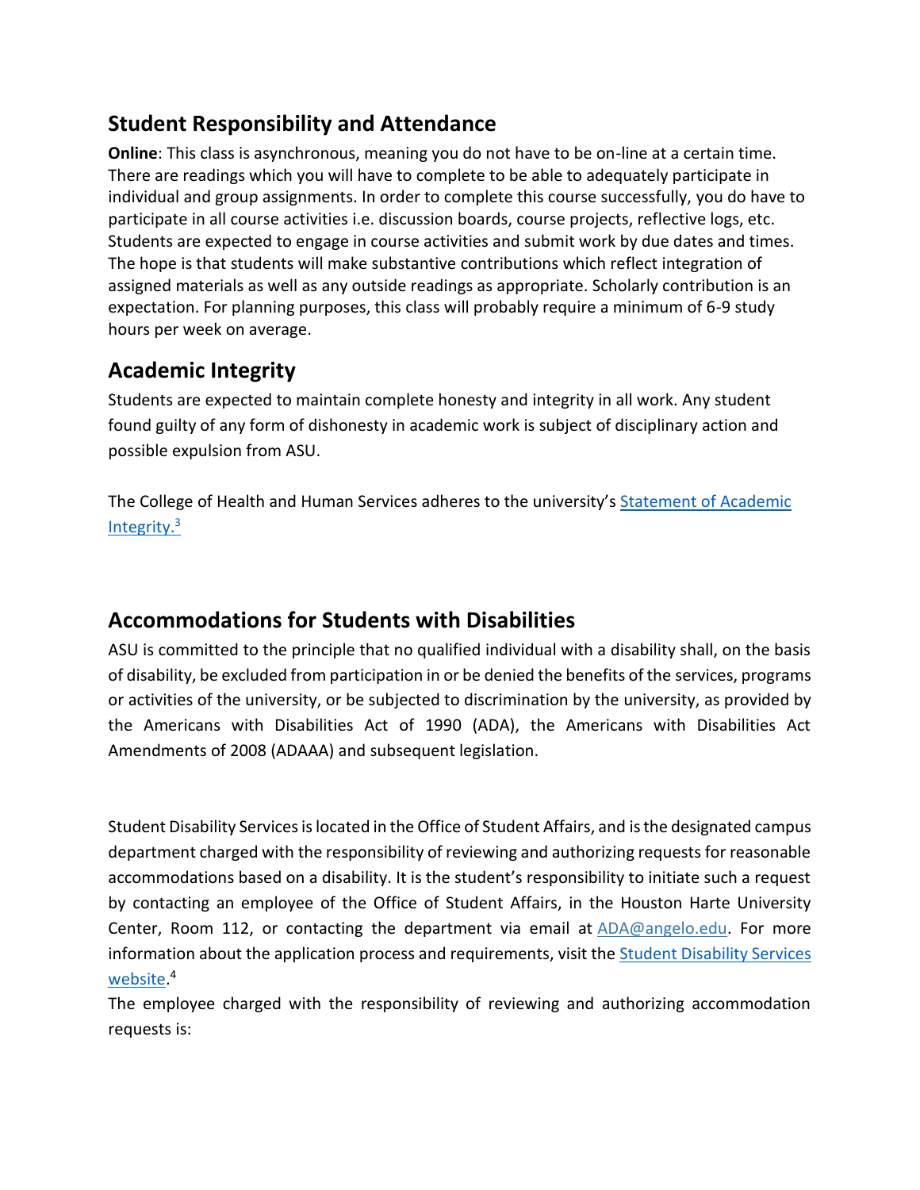## Student Responsibility and Attendance

**Online**: This class is asynchronous, meaning you do not have to be on-line at a certain time. There are readings which you will have to complete to be able to adequately participate in individual and group assignments. In order to complete this course successfully, you do have to participate in all course activities i.e. discussion boards, course projects, reflective logs, etc. Students are expected to engage in course activities and submit work by due dates and times. The hope is that students will make substantive contributions which reflect integration of assigned materials as well as any outside readings as appropriate. Scholarly contribution is an expectation. For planning purposes, this class will probably require a minimum of 6-9 study hours per week on average.

## Academic Integrity

Students are expected to maintain complete honesty and integrity in all work. Any student found guilty of any form of dishonesty in academic work is subject of disciplinary action and possible expulsion from ASU.

The College of Health and Human Services adheres to the university's Statement of Academic Integrity.[3]

## Accommodations for Students with Disabilities

ASU is committed to the principle that no qualified individual with a disability shall, on the basis of disability, be excluded from participation in or be denied the benefits of the services, programs or activities of the university, or be subjected to discrimination by the university, as provided by the Americans with Disabilities Act of 1990 (ADA), the Americans with Disabilities Act Amendments of 2008 (ADAAA) and subsequent legislation.

Student Disability Services is located in the Office of Student Affairs, and is the designated campus department charged with the responsibility of reviewing and authorizing requests for reasonable accommodations based on a disability. It is the student's responsibility to initiate such a request by contacting an employee of the Office of Student Affairs, in the Houston Harte University Center, Room 112, or contacting the department via email at ADA@angelo.edu. For more information about the application process and requirements, visit the Student Disability Services website.[4]

The employee charged with the responsibility of reviewing and authorizing accommodation requests is: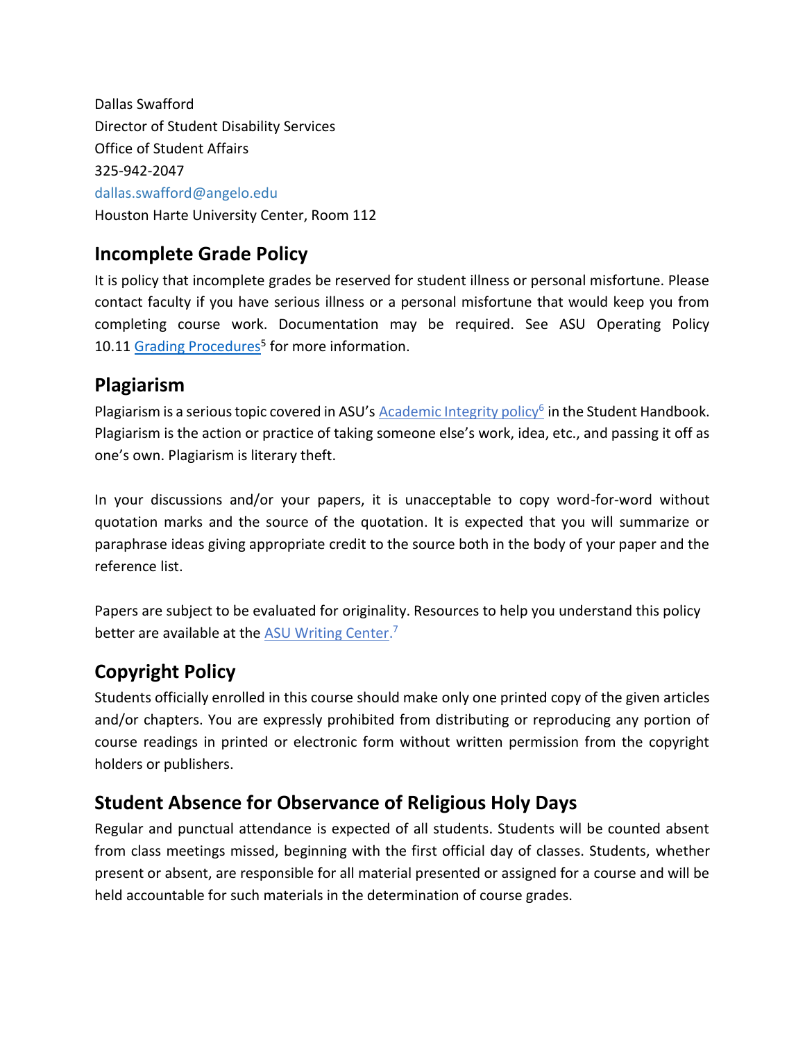Dallas Swafford
Director of Student Disability Services
Office of Student Affairs
325-942-2047
dallas.swafford@angelo.edu
Houston Harte University Center, Room 112

## Incomplete Grade Policy

It is policy that incomplete grades be reserved for student illness or personal misfortune. Please contact faculty if you have serious illness or a personal misfortune that would keep you from completing course work. Documentation may be required. See ASU Operating Policy 10.11 Grading Procedures[5] for more information.

## Plagiarism

Plagiarism is a serious topic covered in ASU's Academic Integrity policy[6] in the Student Handbook. Plagiarism is the action or practice of taking someone else's work, idea, etc., and passing it off as one's own. Plagiarism is literary theft.

In your discussions and/or your papers, it is unacceptable to copy word-for-word without quotation marks and the source of the quotation. It is expected that you will summarize or paraphrase ideas giving appropriate credit to the source both in the body of your paper and the reference list.

Papers are subject to be evaluated for originality. Resources to help you understand this policy better are available at the ASU Writing Center.[7]

## Copyright Policy

Students officially enrolled in this course should make only one printed copy of the given articles and/or chapters. You are expressly prohibited from distributing or reproducing any portion of course readings in printed or electronic form without written permission from the copyright holders or publishers.

## Student Absence for Observance of Religious Holy Days

Regular and punctual attendance is expected of all students. Students will be counted absent from class meetings missed, beginning with the first official day of classes. Students, whether present or absent, are responsible for all material presented or assigned for a course and will be held accountable for such materials in the determination of course grades.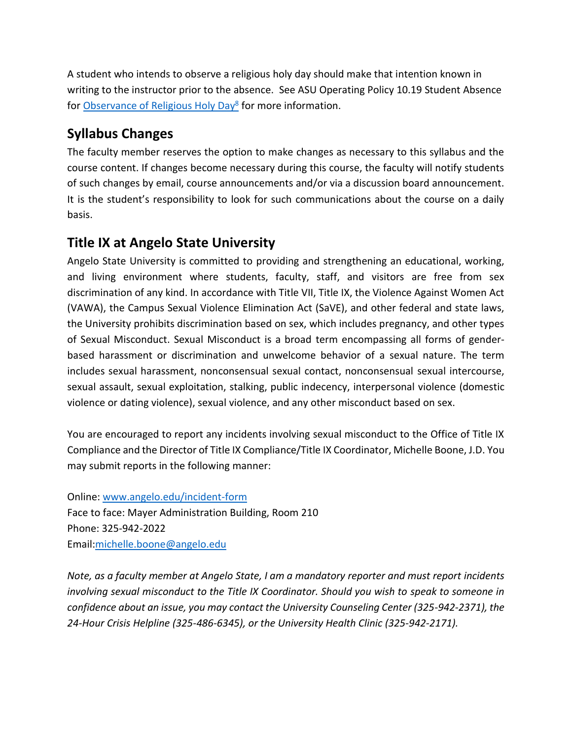A student who intends to observe a religious holy day should make that intention known in writing to the instructor prior to the absence. See ASU Operating Policy 10.19 Student Absence for [Observance of Religious Holy Day][8] for more information.

## Syllabus Changes

The faculty member reserves the option to make changes as necessary to this syllabus and the course content. If changes become necessary during this course, the faculty will notify students of such changes by email, course announcements and/or via a discussion board announcement. It is the student's responsibility to look for such communications about the course on a daily basis.

## Title IX at Angelo State University

Angelo State University is committed to providing and strengthening an educational, working, and living environment where students, faculty, staff, and visitors are free from sex discrimination of any kind. In accordance with Title VII, Title IX, the Violence Against Women Act (VAWA), the Campus Sexual Violence Elimination Act (SaVE), and other federal and state laws, the University prohibits discrimination based on sex, which includes pregnancy, and other types of Sexual Misconduct. Sexual Misconduct is a broad term encompassing all forms of gender-based harassment or discrimination and unwelcome behavior of a sexual nature. The term includes sexual harassment, nonconsensual sexual contact, nonconsensual sexual intercourse, sexual assault, sexual exploitation, stalking, public indecency, interpersonal violence (domestic violence or dating violence), sexual violence, and any other misconduct based on sex.

You are encouraged to report any incidents involving sexual misconduct to the Office of Title IX Compliance and the Director of Title IX Compliance/Title IX Coordinator, Michelle Boone, J.D. You may submit reports in the following manner:

Online: www.angelo.edu/incident-form
Face to face: Mayer Administration Building, Room 210
Phone: 325-942-2022
Email:michelle.boone@angelo.edu

*Note, as a faculty member at Angelo State, I am a mandatory reporter and must report incidents involving sexual misconduct to the Title IX Coordinator. Should you wish to speak to someone in confidence about an issue, you may contact the University Counseling Center (325-942-2371), the 24-Hour Crisis Helpline (325-486-6345), or the University Health Clinic (325-942-2171).*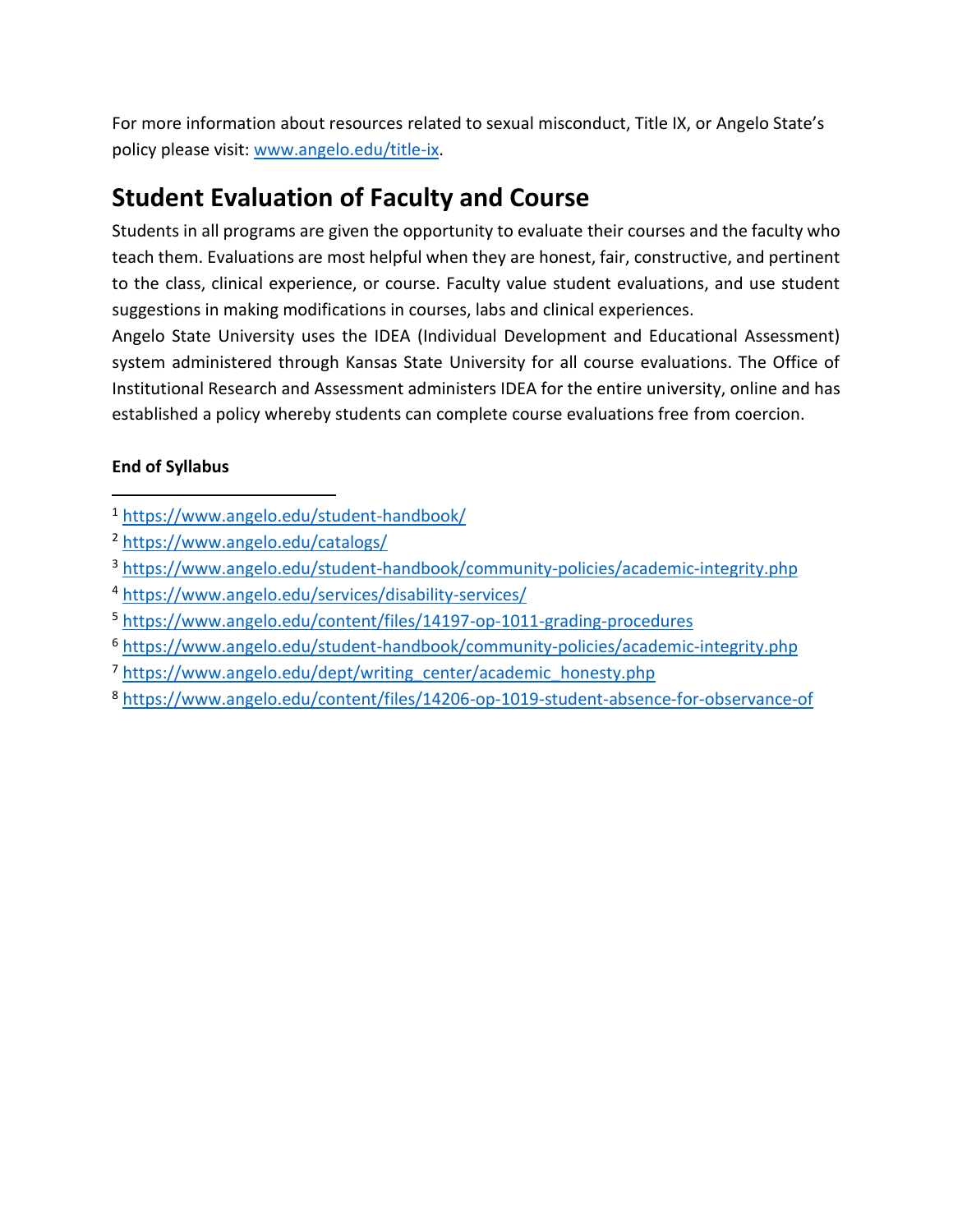For more information about resources related to sexual misconduct, Title IX, or Angelo State's policy please visit: www.angelo.edu/title-ix.

## Student Evaluation of Faculty and Course

Students in all programs are given the opportunity to evaluate their courses and the faculty who teach them. Evaluations are most helpful when they are honest, fair, constructive, and pertinent to the class, clinical experience, or course. Faculty value student evaluations, and use student suggestions in making modifications in courses, labs and clinical experiences.

Angelo State University uses the IDEA (Individual Development and Educational Assessment) system administered through Kansas State University for all course evaluations. The Office of Institutional Research and Assessment administers IDEA for the entire university, online and has established a policy whereby students can complete course evaluations free from coercion.

**End of Syllabus**

---

[1] https://www.angelo.edu/student-handbook/

[2] https://www.angelo.edu/catalogs/

[3] https://www.angelo.edu/student-handbook/community-policies/academic-integrity.php

[4] https://www.angelo.edu/services/disability-services/

[5] https://www.angelo.edu/content/files/14197-op-1011-grading-procedures

[6] https://www.angelo.edu/student-handbook/community-policies/academic-integrity.php

[7] https://www.angelo.edu/dept/writing_center/academic_honesty.php

[8] https://www.angelo.edu/content/files/14206-op-1019-student-absence-for-observance-of